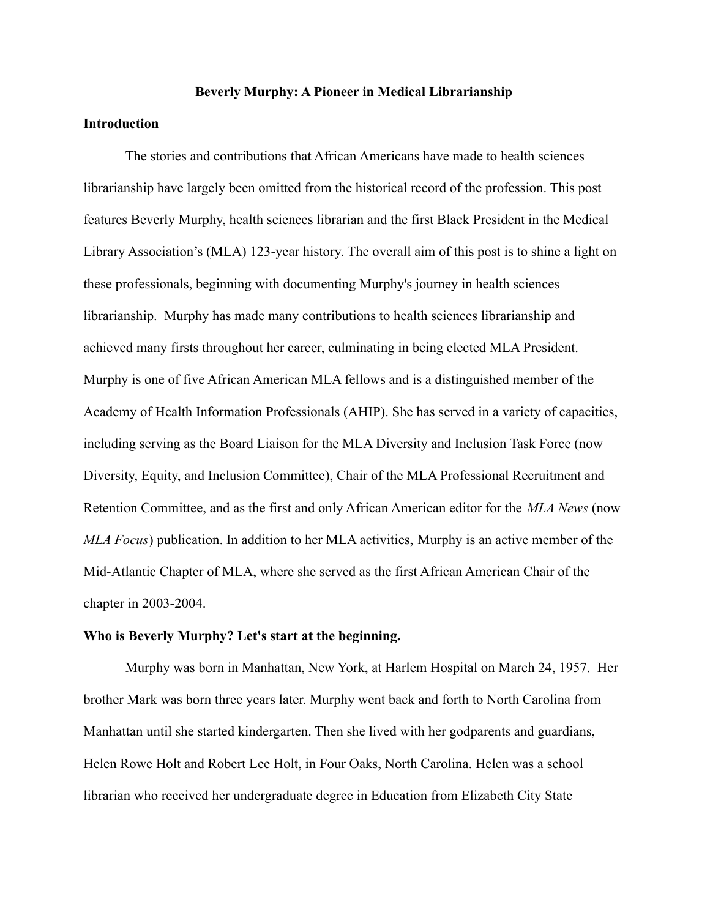# Beverly Murphy: A Pioneer in Medical Librarianship

## Introduction

The stories and contributions that African Americans have made to health sciences librarianship have largely been omitted from the historical record of the profession. This post features Beverly Murphy, health sciences librarian and the first Black President in the Medical Library Association's (MLA) 123-year history. The overall aim of this post is to shine a light on these professionals, beginning with documenting Murphy's journey in health sciences librarianship. Murphy has made many contributions to health sciences librarianship and achieved many firsts throughout her career, culminating in being elected MLA President. Murphy is one of five African American MLA fellows and is a distinguished member of the Academy of Health Information Professionals (AHIP). She has served in a variety of capacities, including serving as the Board Liaison for the MLA Diversity and Inclusion Task Force (now Diversity, Equity, and Inclusion Committee), Chair of the MLA Professional Recruitment and Retention Committee, and as the first and only African American editor for the *MLA News* (now *MLA Focus*) publication. In addition to her MLA activities, Murphy is an active member of the Mid-Atlantic Chapter of MLA, where she served as the first African American Chair of the chapter in 2003-2004.

## Who is Beverly Murphy? Let's start at the beginning.

Murphy was born in Manhattan, New York, at Harlem Hospital on March 24, 1957. Her brother Mark was born three years later. Murphy went back and forth to North Carolina from Manhattan until she started kindergarten. Then she lived with her godparents and guardians, Helen Rowe Holt and Robert Lee Holt, in Four Oaks, North Carolina. Helen was a school librarian who received her undergraduate degree in Education from Elizabeth City State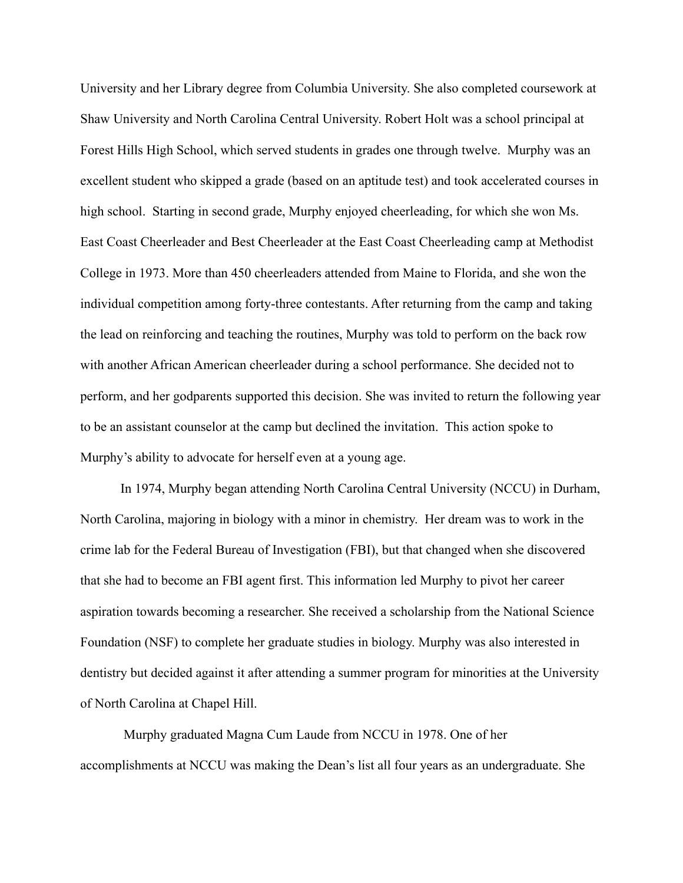University and her Library degree from Columbia University. She also completed coursework at Shaw University and North Carolina Central University. Robert Holt was a school principal at Forest Hills High School, which served students in grades one through twelve. Murphy was an excellent student who skipped a grade (based on an aptitude test) and took accelerated courses in high school. Starting in second grade, Murphy enjoyed cheerleading, for which she won Ms. East Coast Cheerleader and Best Cheerleader at the East Coast Cheerleading camp at Methodist College in 1973. More than 450 cheerleaders attended from Maine to Florida, and she won the individual competition among forty-three contestants. After returning from the camp and taking the lead on reinforcing and teaching the routines, Murphy was told to perform on the back row with another African American cheerleader during a school performance. She decided not to perform, and her godparents supported this decision. She was invited to return the following year to be an assistant counselor at the camp but declined the invitation. This action spoke to Murphy's ability to advocate for herself even at a young age.

In 1974, Murphy began attending North Carolina Central University (NCCU) in Durham, North Carolina, majoring in biology with a minor in chemistry. Her dream was to work in the crime lab for the Federal Bureau of Investigation (FBI), but that changed when she discovered that she had to become an FBI agent first. This information led Murphy to pivot her career aspiration towards becoming a researcher. She received a scholarship from the National Science Foundation (NSF) to complete her graduate studies in biology. Murphy was also interested in dentistry but decided against it after attending a summer program for minorities at the University of North Carolina at Chapel Hill.

Murphy graduated Magna Cum Laude from NCCU in 1978. One of her accomplishments at NCCU was making the Dean's list all four years as an undergraduate. She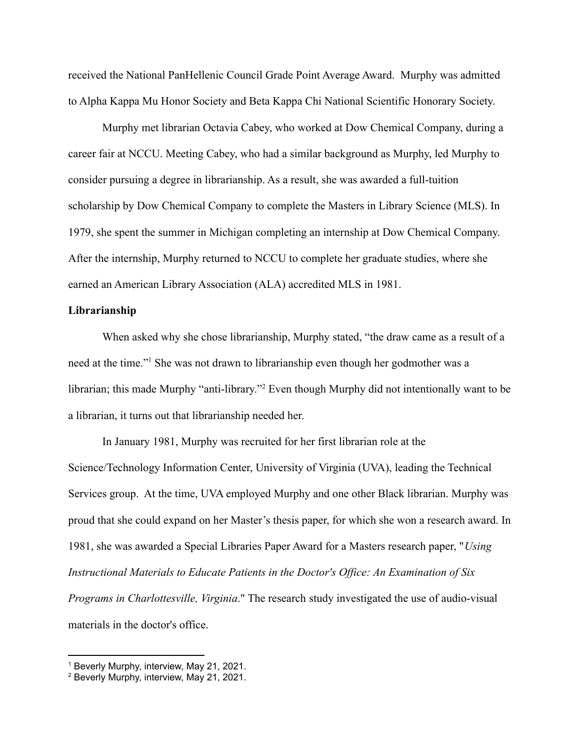received the National PanHellenic Council Grade Point Average Award. Murphy was admitted to Alpha Kappa Mu Honor Society and Beta Kappa Chi National Scientific Honorary Society.

Murphy met librarian Octavia Cabey, who worked at Dow Chemical Company, during a career fair at NCCU. Meeting Cabey, who had a similar background as Murphy, led Murphy to consider pursuing a degree in librarianship. As a result, she was awarded a full-tuition scholarship by Dow Chemical Company to complete the Masters in Library Science (MLS). In 1979, she spent the summer in Michigan completing an internship at Dow Chemical Company. After the internship, Murphy returned to NCCU to complete her graduate studies, where she earned an American Library Association (ALA) accredited MLS in 1981.

**Librarianship**

When asked why she chose librarianship, Murphy stated, "the draw came as a result of a need at the time."[1] She was not drawn to librarianship even though her godmother was a librarian; this made Murphy "anti-library."[2] Even though Murphy did not intentionally want to be a librarian, it turns out that librarianship needed her.

In January 1981, Murphy was recruited for her first librarian role at the Science/Technology Information Center, University of Virginia (UVA), leading the Technical Services group. At the time, UVA employed Murphy and one other Black librarian. Murphy was proud that she could expand on her Master's thesis paper, for which she won a research award. In 1981, she was awarded a Special Libraries Paper Award for a Masters research paper, "*Using Instructional Materials to Educate Patients in the Doctor's Office: An Examination of Six Programs in Charlottesville, Virginia*." The research study investigated the use of audio-visual materials in the doctor's office.

[1] Beverly Murphy, interview, May 21, 2021.

[2] Beverly Murphy, interview, May 21, 2021.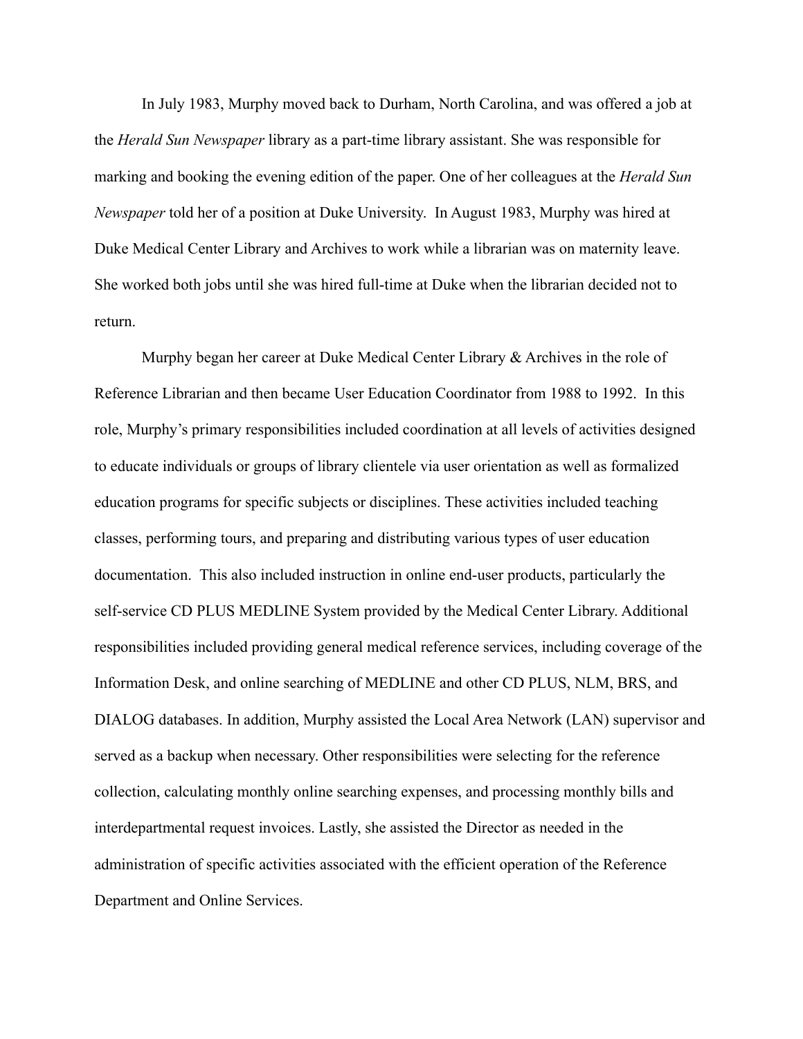In July 1983, Murphy moved back to Durham, North Carolina, and was offered a job at the *Herald Sun Newspaper* library as a part-time library assistant. She was responsible for marking and booking the evening edition of the paper. One of her colleagues at the *Herald Sun Newspaper* told her of a position at Duke University. In August 1983, Murphy was hired at Duke Medical Center Library and Archives to work while a librarian was on maternity leave. She worked both jobs until she was hired full-time at Duke when the librarian decided not to return.

Murphy began her career at Duke Medical Center Library & Archives in the role of Reference Librarian and then became User Education Coordinator from 1988 to 1992. In this role, Murphy's primary responsibilities included coordination at all levels of activities designed to educate individuals or groups of library clientele via user orientation as well as formalized education programs for specific subjects or disciplines. These activities included teaching classes, performing tours, and preparing and distributing various types of user education documentation. This also included instruction in online end-user products, particularly the self-service CD PLUS MEDLINE System provided by the Medical Center Library. Additional responsibilities included providing general medical reference services, including coverage of the Information Desk, and online searching of MEDLINE and other CD PLUS, NLM, BRS, and DIALOG databases. In addition, Murphy assisted the Local Area Network (LAN) supervisor and served as a backup when necessary. Other responsibilities were selecting for the reference collection, calculating monthly online searching expenses, and processing monthly bills and interdepartmental request invoices. Lastly, she assisted the Director as needed in the administration of specific activities associated with the efficient operation of the Reference Department and Online Services.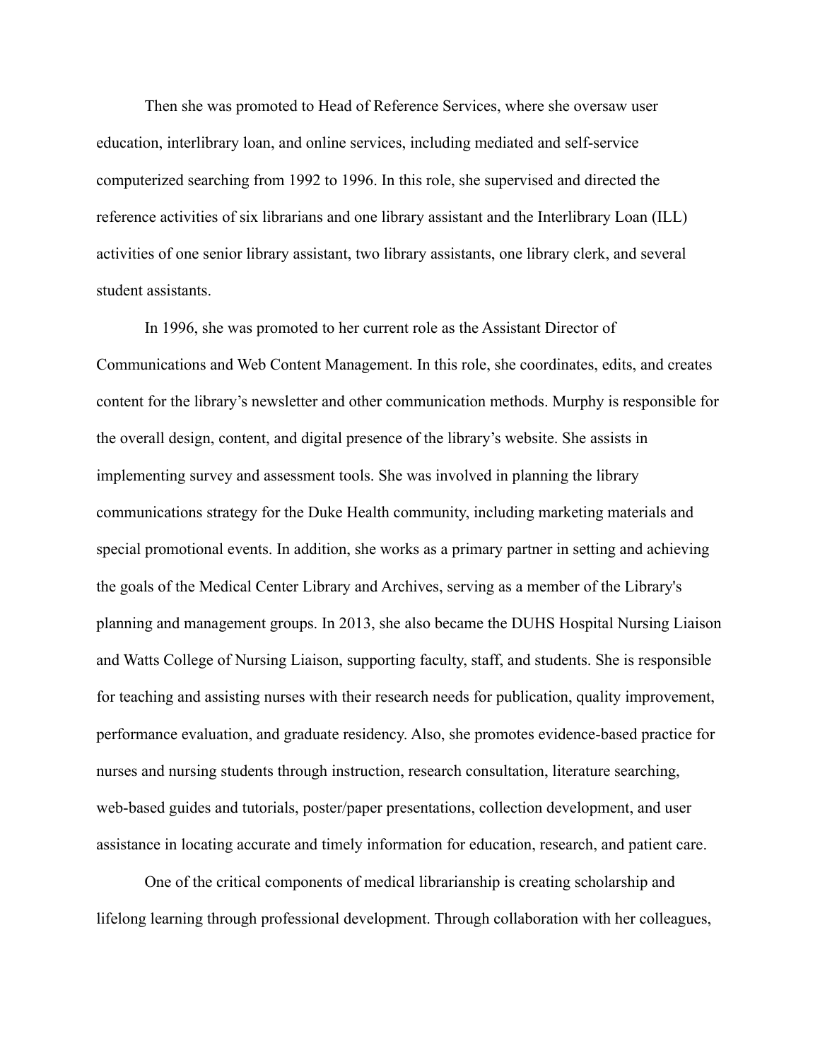Then she was promoted to Head of Reference Services, where she oversaw user education, interlibrary loan, and online services, including mediated and self-service computerized searching from 1992 to 1996. In this role, she supervised and directed the reference activities of six librarians and one library assistant and the Interlibrary Loan (ILL) activities of one senior library assistant, two library assistants, one library clerk, and several student assistants.

In 1996, she was promoted to her current role as the Assistant Director of Communications and Web Content Management. In this role, she coordinates, edits, and creates content for the library's newsletter and other communication methods. Murphy is responsible for the overall design, content, and digital presence of the library's website. She assists in implementing survey and assessment tools. She was involved in planning the library communications strategy for the Duke Health community, including marketing materials and special promotional events. In addition, she works as a primary partner in setting and achieving the goals of the Medical Center Library and Archives, serving as a member of the Library's planning and management groups. In 2013, she also became the DUHS Hospital Nursing Liaison and Watts College of Nursing Liaison, supporting faculty, staff, and students. She is responsible for teaching and assisting nurses with their research needs for publication, quality improvement, performance evaluation, and graduate residency. Also, she promotes evidence-based practice for nurses and nursing students through instruction, research consultation, literature searching, web-based guides and tutorials, poster/paper presentations, collection development, and user assistance in locating accurate and timely information for education, research, and patient care.

One of the critical components of medical librarianship is creating scholarship and lifelong learning through professional development. Through collaboration with her colleagues,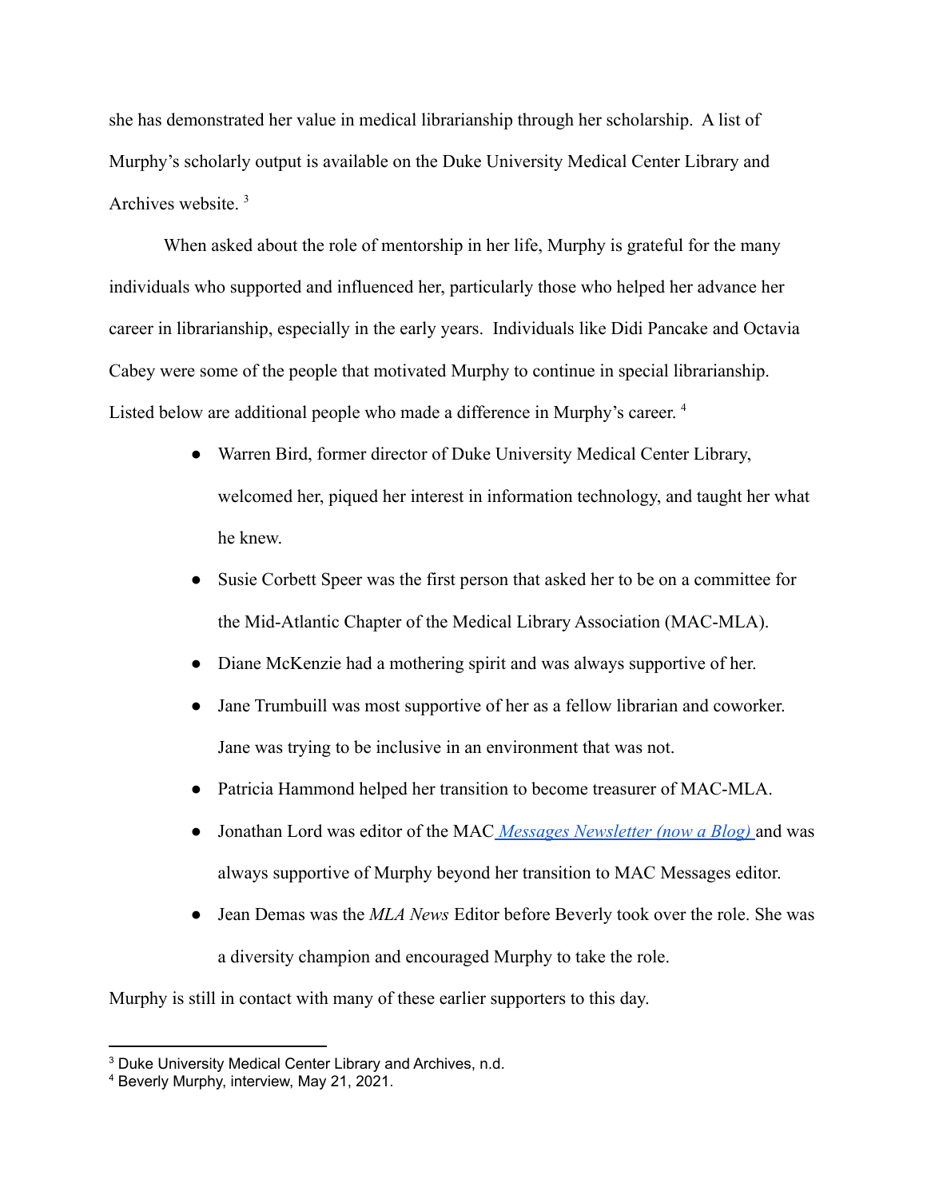she has demonstrated her value in medical librarianship through her scholarship. A list of Murphy's scholarly output is available on the Duke University Medical Center Library and Archives website. [3]

When asked about the role of mentorship in her life, Murphy is grateful for the many individuals who supported and influenced her, particularly those who helped her advance her career in librarianship, especially in the early years. Individuals like Didi Pancake and Octavia Cabey were some of the people that motivated Murphy to continue in special librarianship. Listed below are additional people who made a difference in Murphy's career. [4]

- Warren Bird, former director of Duke University Medical Center Library, welcomed her, piqued her interest in information technology, and taught her what he knew.
- Susie Corbett Speer was the first person that asked her to be on a committee for the Mid-Atlantic Chapter of the Medical Library Association (MAC-MLA).
- Diane McKenzie had a mothering spirit and was always supportive of her.
- Jane Trumbuill was most supportive of her as a fellow librarian and coworker. Jane was trying to be inclusive in an environment that was not.
- Patricia Hammond helped her transition to become treasurer of MAC-MLA.
- Jonathan Lord was editor of the MAC *Messages Newsletter (now a Blog)* and was always supportive of Murphy beyond her transition to MAC Messages editor.
- Jean Demas was the *MLA News* Editor before Beverly took over the role. She was a diversity champion and encouraged Murphy to take the role.

Murphy is still in contact with many of these earlier supporters to this day.

---

[3] Duke University Medical Center Library and Archives, n.d.

[4] Beverly Murphy, interview, May 21, 2021.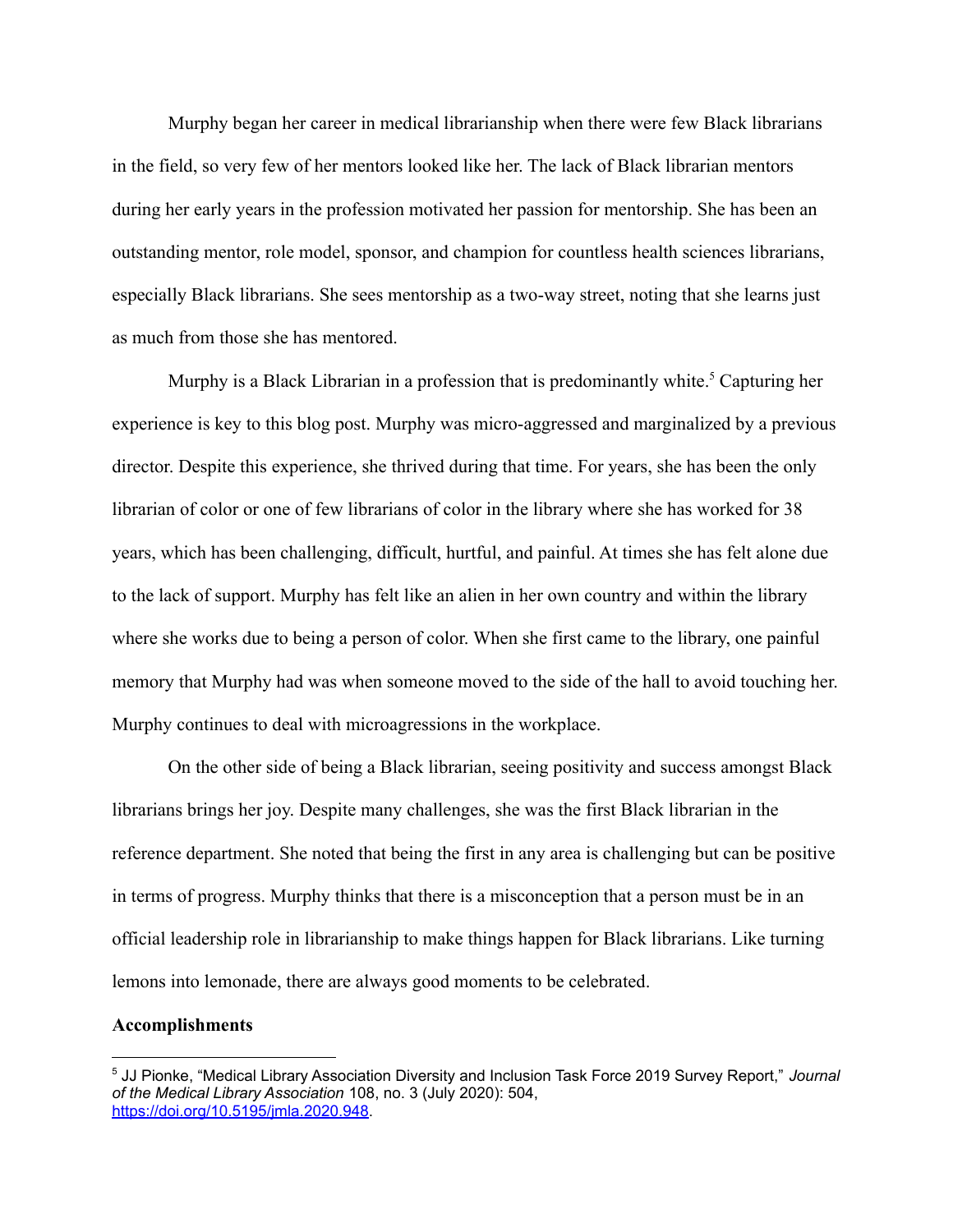Murphy began her career in medical librarianship when there were few Black librarians in the field, so very few of her mentors looked like her. The lack of Black librarian mentors during her early years in the profession motivated her passion for mentorship. She has been an outstanding mentor, role model, sponsor, and champion for countless health sciences librarians, especially Black librarians. She sees mentorship as a two-way street, noting that she learns just as much from those she has mentored.

Murphy is a Black Librarian in a profession that is predominantly white.[5] Capturing her experience is key to this blog post. Murphy was micro-aggressed and marginalized by a previous director. Despite this experience, she thrived during that time. For years, she has been the only librarian of color or one of few librarians of color in the library where she has worked for 38 years, which has been challenging, difficult, hurtful, and painful. At times she has felt alone due to the lack of support. Murphy has felt like an alien in her own country and within the library where she works due to being a person of color. When she first came to the library, one painful memory that Murphy had was when someone moved to the side of the hall to avoid touching her. Murphy continues to deal with microagressions in the workplace.

On the other side of being a Black librarian, seeing positivity and success amongst Black librarians brings her joy. Despite many challenges, she was the first Black librarian in the reference department. She noted that being the first in any area is challenging but can be positive in terms of progress. Murphy thinks that there is a misconception that a person must be in an official leadership role in librarianship to make things happen for Black librarians. Like turning lemons into lemonade, there are always good moments to be celebrated.

**Accomplishments**

---

[5] JJ Pionke, "Medical Library Association Diversity and Inclusion Task Force 2019 Survey Report," *Journal of the Medical Library Association* 108, no. 3 (July 2020): 504, https://doi.org/10.5195/jmla.2020.948.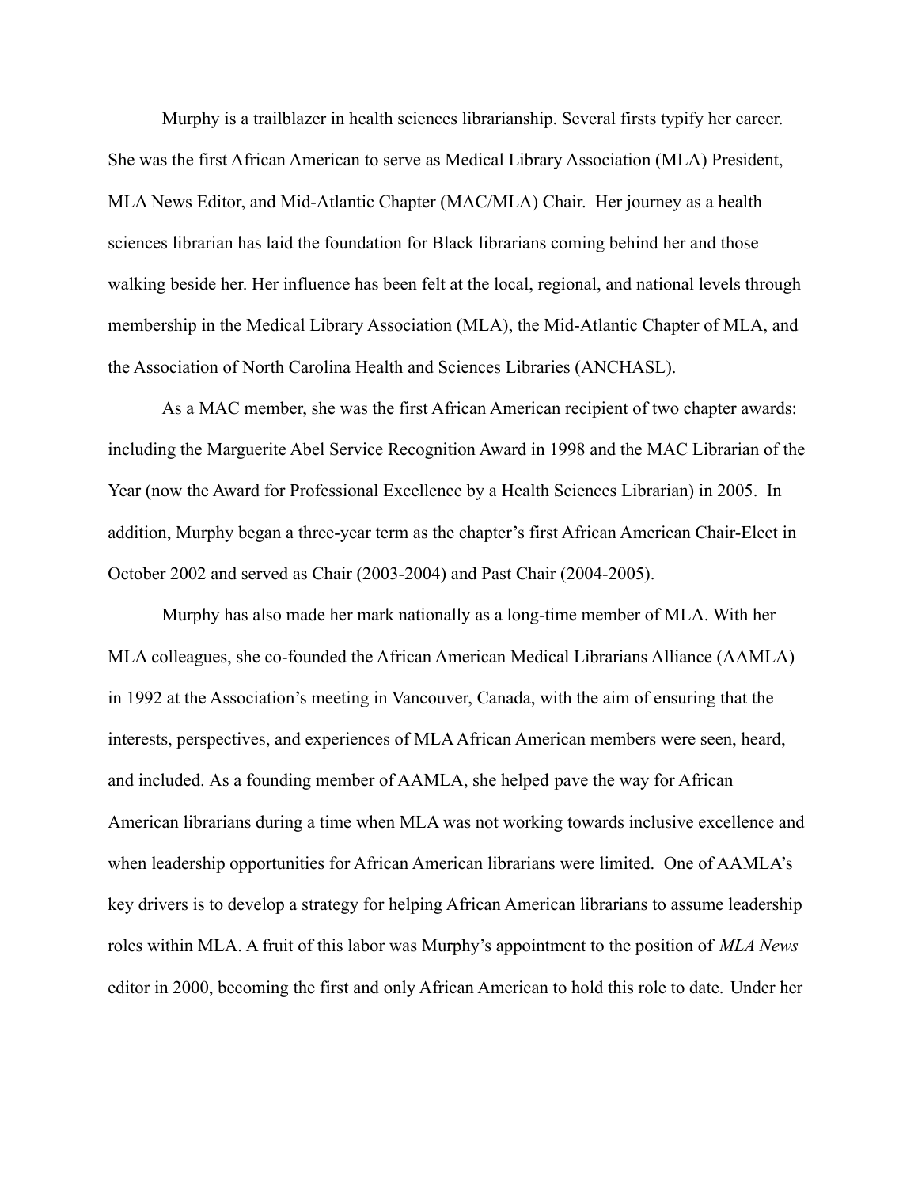Murphy is a trailblazer in health sciences librarianship. Several firsts typify her career. She was the first African American to serve as Medical Library Association (MLA) President, MLA News Editor, and Mid-Atlantic Chapter (MAC/MLA) Chair. Her journey as a health sciences librarian has laid the foundation for Black librarians coming behind her and those walking beside her. Her influence has been felt at the local, regional, and national levels through membership in the Medical Library Association (MLA), the Mid-Atlantic Chapter of MLA, and the Association of North Carolina Health and Sciences Libraries (ANCHASL).

As a MAC member, she was the first African American recipient of two chapter awards: including the Marguerite Abel Service Recognition Award in 1998 and the MAC Librarian of the Year (now the Award for Professional Excellence by a Health Sciences Librarian) in 2005. In addition, Murphy began a three-year term as the chapter's first African American Chair-Elect in October 2002 and served as Chair (2003-2004) and Past Chair (2004-2005).

Murphy has also made her mark nationally as a long-time member of MLA. With her MLA colleagues, she co-founded the African American Medical Librarians Alliance (AAMLA) in 1992 at the Association's meeting in Vancouver, Canada, with the aim of ensuring that the interests, perspectives, and experiences of MLA African American members were seen, heard, and included. As a founding member of AAMLA, she helped pave the way for African American librarians during a time when MLA was not working towards inclusive excellence and when leadership opportunities for African American librarians were limited. One of AAMLA's key drivers is to develop a strategy for helping African American librarians to assume leadership roles within MLA. A fruit of this labor was Murphy's appointment to the position of *MLA News* editor in 2000, becoming the first and only African American to hold this role to date. Under her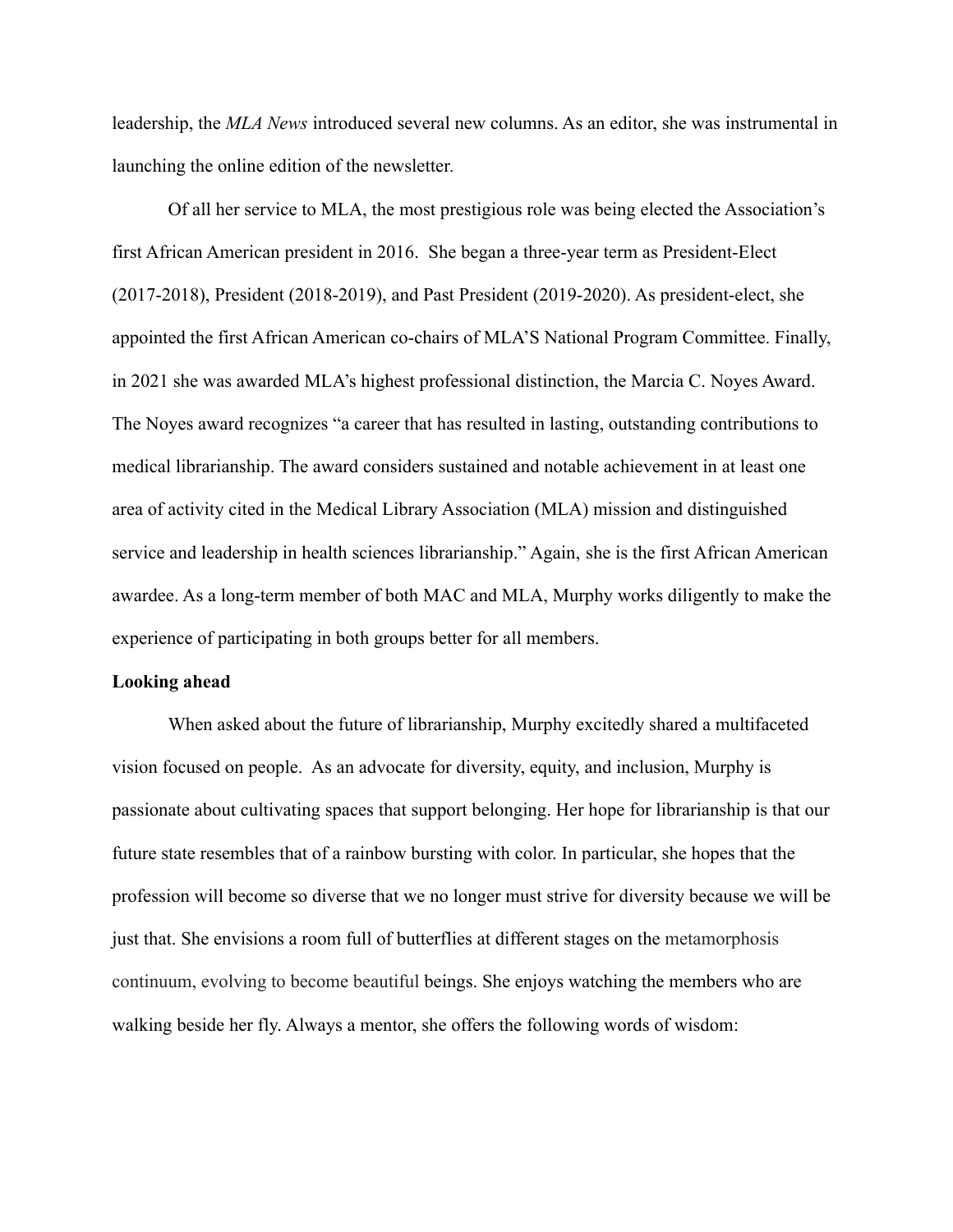leadership, the *MLA News* introduced several new columns. As an editor, she was instrumental in launching the online edition of the newsletter.

Of all her service to MLA, the most prestigious role was being elected the Association's first African American president in 2016. She began a three-year term as President-Elect (2017-2018), President (2018-2019), and Past President (2019-2020). As president-elect, she appointed the first African American co-chairs of MLA'S National Program Committee. Finally, in 2021 she was awarded MLA's highest professional distinction, the Marcia C. Noyes Award. The Noyes award recognizes "a career that has resulted in lasting, outstanding contributions to medical librarianship. The award considers sustained and notable achievement in at least one area of activity cited in the Medical Library Association (MLA) mission and distinguished service and leadership in health sciences librarianship." Again, she is the first African American awardee. As a long-term member of both MAC and MLA, Murphy works diligently to make the experience of participating in both groups better for all members.

**Looking ahead**

When asked about the future of librarianship, Murphy excitedly shared a multifaceted vision focused on people. As an advocate for diversity, equity, and inclusion, Murphy is passionate about cultivating spaces that support belonging. Her hope for librarianship is that our future state resembles that of a rainbow bursting with color. In particular, she hopes that the profession will become so diverse that we no longer must strive for diversity because we will be just that. She envisions a room full of butterflies at different stages on the metamorphosis continuum, evolving to become beautiful beings. She enjoys watching the members who are walking beside her fly. Always a mentor, she offers the following words of wisdom: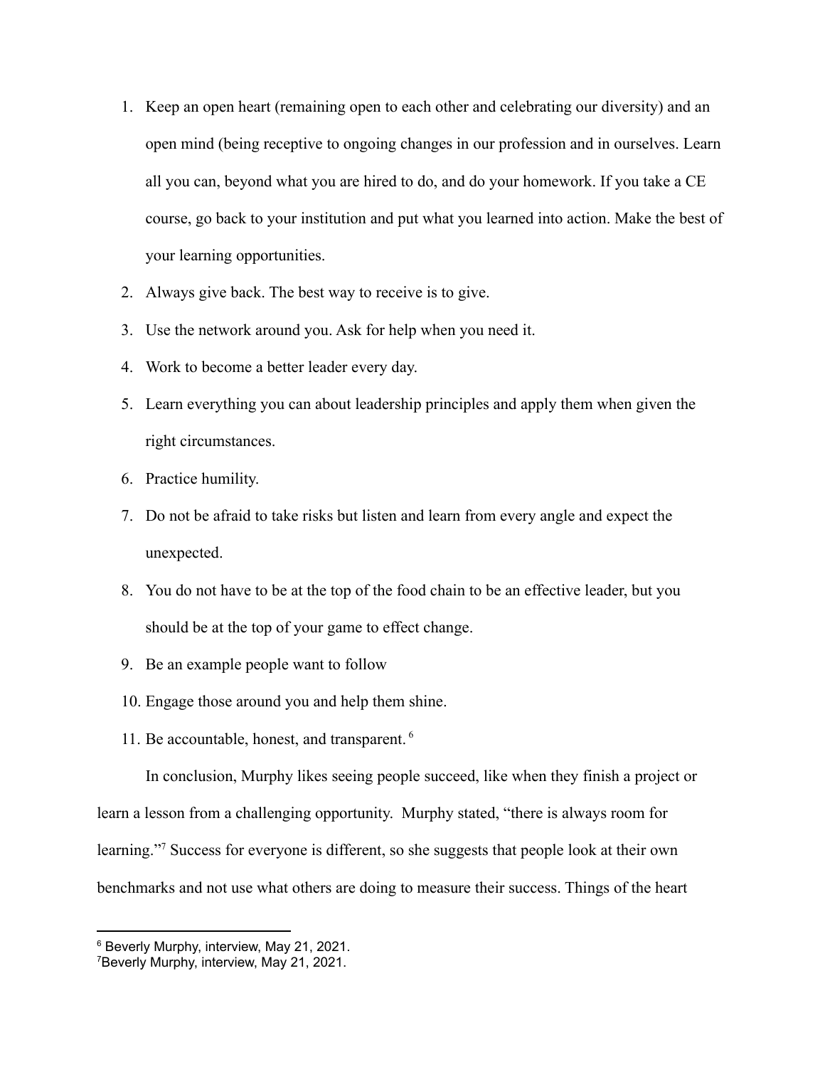1. Keep an open heart (remaining open to each other and celebrating our diversity) and an open mind (being receptive to ongoing changes in our profession and in ourselves. Learn all you can, beyond what you are hired to do, and do your homework. If you take a CE course, go back to your institution and put what you learned into action. Make the best of your learning opportunities.
2. Always give back. The best way to receive is to give.
3. Use the network around you. Ask for help when you need it.
4. Work to become a better leader every day.
5. Learn everything you can about leadership principles and apply them when given the right circumstances.
6. Practice humility.
7. Do not be afraid to take risks but listen and learn from every angle and expect the unexpected.
8. You do not have to be at the top of the food chain to be an effective leader, but you should be at the top of your game to effect change.
9. Be an example people want to follow
10. Engage those around you and help them shine.
11. Be accountable, honest, and transparent. [6]

In conclusion, Murphy likes seeing people succeed, like when they finish a project or learn a lesson from a challenging opportunity. Murphy stated, "there is always room for learning."[7] Success for everyone is different, so she suggests that people look at their own benchmarks and not use what others are doing to measure their success. Things of the heart

---

[6] Beverly Murphy, interview, May 21, 2021.

[7] Beverly Murphy, interview, May 21, 2021.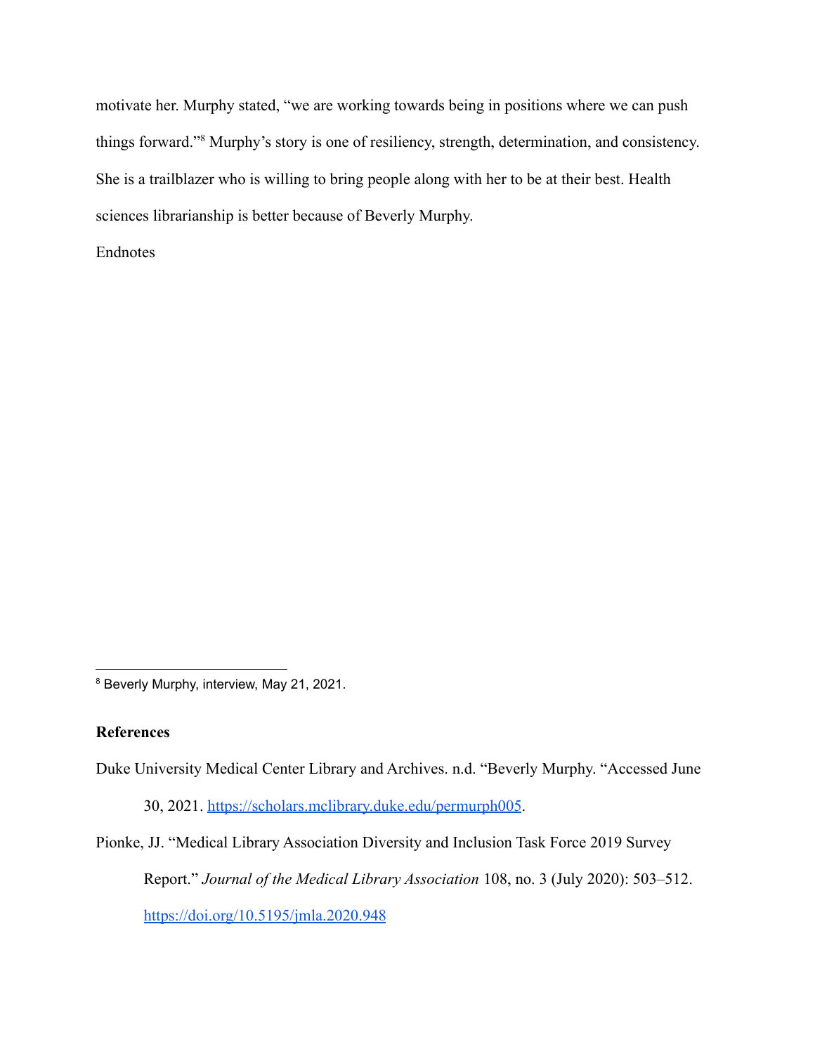motivate her. Murphy stated, "we are working towards being in positions where we can push things forward."[8] Murphy's story is one of resiliency, strength, determination, and consistency. She is a trailblazer who is willing to bring people along with her to be at their best. Health sciences librarianship is better because of Beverly Murphy.

Endnotes

[8] Beverly Murphy, interview, May 21, 2021.

**References**

Duke University Medical Center Library and Archives. n.d. "Beverly Murphy. "Accessed June 30, 2021. https://scholars.mclibrary.duke.edu/permurph005.

Pionke, JJ. "Medical Library Association Diversity and Inclusion Task Force 2019 Survey Report." *Journal of the Medical Library Association* 108, no. 3 (July 2020): 503–512. https://doi.org/10.5195/jmla.2020.948